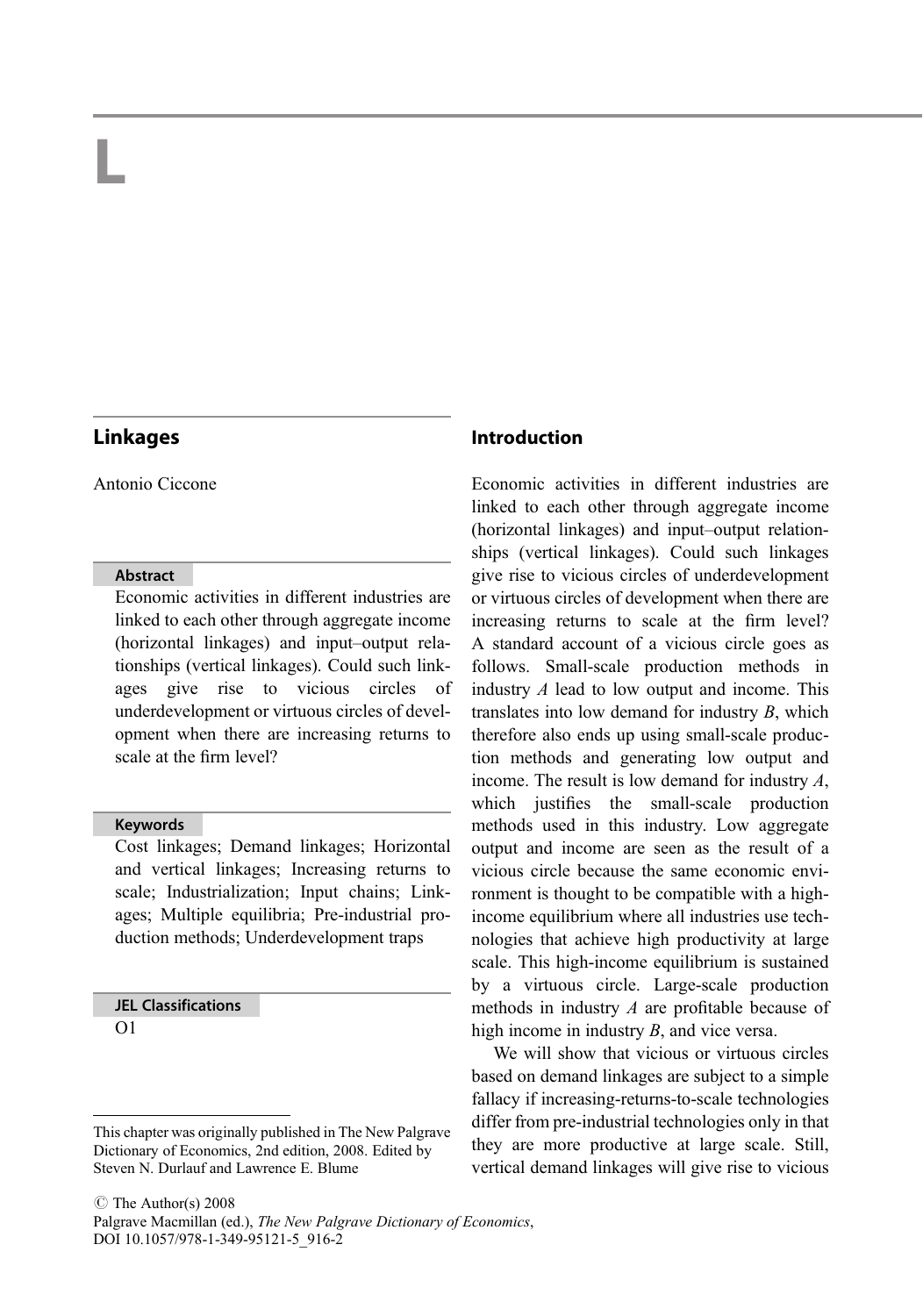# L

## Linkages

Antonio Ciccone

### Abstract

Economic activities in different industries are linked to each other through aggregate income (horizontal linkages) and input–output relationships (vertical linkages). Could such linkages give rise to vicious circles of underdevelopment or virtuous circles of development when there are increasing returns to scale at the firm level?

### Keywords

Cost linkages; Demand linkages; Horizontal and vertical linkages; Increasing returns to scale; Industrialization; Input chains; Linkages; Multiple equilibria; Pre-industrial production methods; Underdevelopment traps

### JEL Classifications

O1

This chapter was originally published in The New Palgrave Dictionary of Economics, 2nd edition, 2008. Edited by Steven N. Durlauf and Lawrence E. Blume

© The Author(s) 2008
Palgrave Macmillan (ed.), *The New Palgrave Dictionary of Economics*, DOI 10.1057/978-1-349-95121-5_916-2

## Introduction

Economic activities in different industries are linked to each other through aggregate income (horizontal linkages) and input–output relationships (vertical linkages). Could such linkages give rise to vicious circles of underdevelopment or virtuous circles of development when there are increasing returns to scale at the firm level? A standard account of a vicious circle goes as follows. Small-scale production methods in industry *A* lead to low output and income. This translates into low demand for industry *B*, which therefore also ends up using small-scale production methods and generating low output and income. The result is low demand for industry *A*, which justifies the small-scale production methods used in this industry. Low aggregate output and income are seen as the result of a vicious circle because the same economic environment is thought to be compatible with a high-income equilibrium where all industries use technologies that achieve high productivity at large scale. This high-income equilibrium is sustained by a virtuous circle. Large-scale production methods in industry *A* are profitable because of high income in industry *B*, and vice versa.

We will show that vicious or virtuous circles based on demand linkages are subject to a simple fallacy if increasing-returns-to-scale technologies differ from pre-industrial technologies only in that they are more productive at large scale. Still, vertical demand linkages will give rise to vicious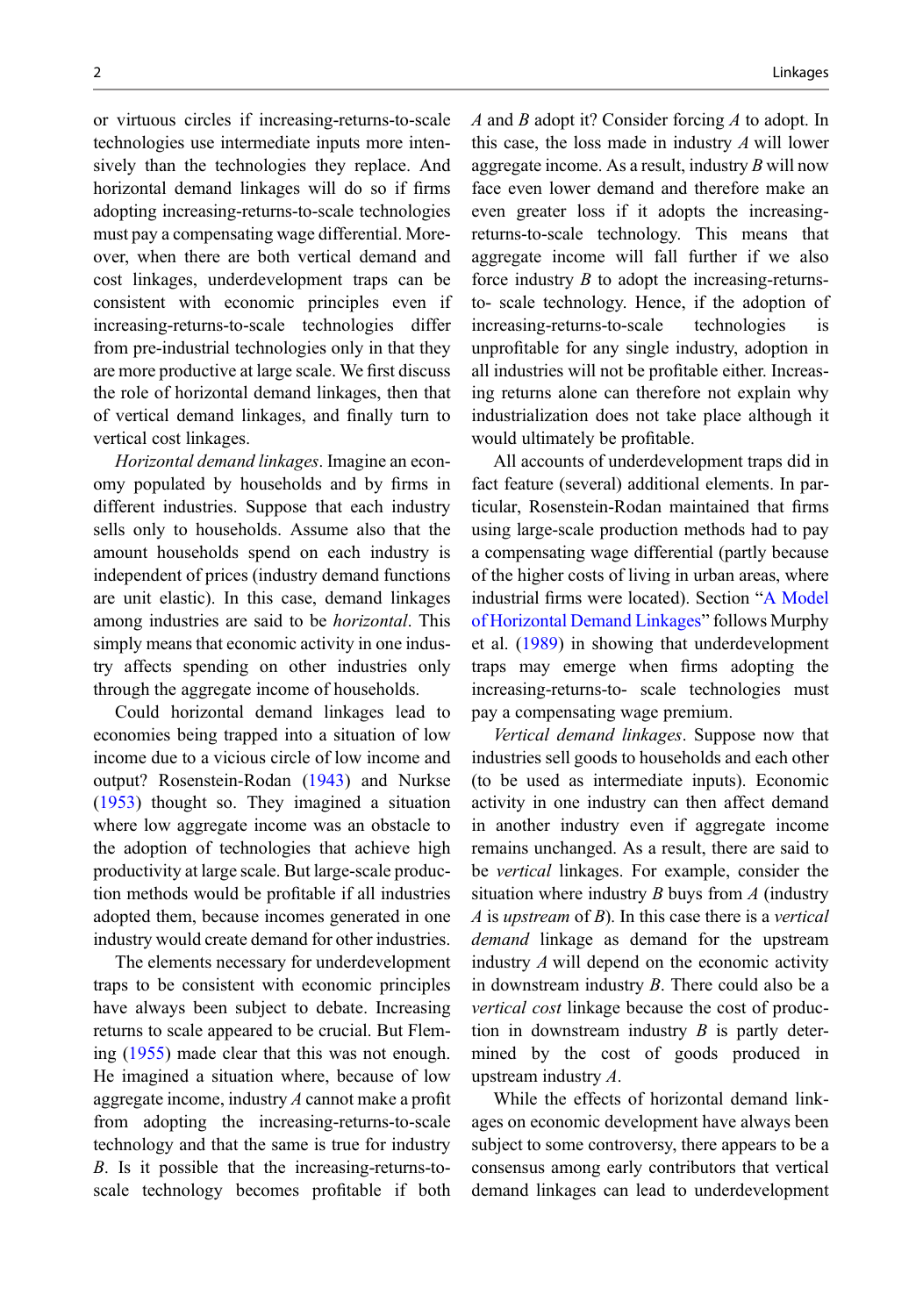or virtuous circles if increasing-returns-to-scale technologies use intermediate inputs more intensively than the technologies they replace. And horizontal demand linkages will do so if firms adopting increasing-returns-to-scale technologies must pay a compensating wage differential. Moreover, when there are both vertical demand and cost linkages, underdevelopment traps can be consistent with economic principles even if increasing-returns-to-scale technologies differ from pre-industrial technologies only in that they are more productive at large scale. We first discuss the role of horizontal demand linkages, then that of vertical demand linkages, and finally turn to vertical cost linkages.

*Horizontal demand linkages*. Imagine an economy populated by households and by firms in different industries. Suppose that each industry sells only to households. Assume also that the amount households spend on each industry is independent of prices (industry demand functions are unit elastic). In this case, demand linkages among industries are said to be *horizontal*. This simply means that economic activity in one industry affects spending on other industries only through the aggregate income of households.

Could horizontal demand linkages lead to economies being trapped into a situation of low income due to a vicious circle of low income and output? Rosenstein-Rodan (1943) and Nurkse (1953) thought so. They imagined a situation where low aggregate income was an obstacle to the adoption of technologies that achieve high productivity at large scale. But large-scale production methods would be profitable if all industries adopted them, because incomes generated in one industry would create demand for other industries.

The elements necessary for underdevelopment traps to be consistent with economic principles have always been subject to debate. Increasing returns to scale appeared to be crucial. But Fleming (1955) made clear that this was not enough. He imagined a situation where, because of low aggregate income, industry *A* cannot make a profit from adopting the increasing-returns-to-scale technology and that the same is true for industry *B*. Is it possible that the increasing-returns-to-scale technology becomes profitable if both *A* and *B* adopt it? Consider forcing *A* to adopt. In this case, the loss made in industry *A* will lower aggregate income. As a result, industry *B* will now face even lower demand and therefore make an even greater loss if it adopts the increasing-returns-to-scale technology. This means that aggregate income will fall further if we also force industry *B* to adopt the increasing-returns-to- scale technology. Hence, if the adoption of increasing-returns-to-scale technologies is unprofitable for any single industry, adoption in all industries will not be profitable either. Increasing returns alone can therefore not explain why industrialization does not take place although it would ultimately be profitable.

All accounts of underdevelopment traps did in fact feature (several) additional elements. In particular, Rosenstein-Rodan maintained that firms using large-scale production methods had to pay a compensating wage differential (partly because of the higher costs of living in urban areas, where industrial firms were located). Section "A Model of Horizontal Demand Linkages" follows Murphy et al. (1989) in showing that underdevelopment traps may emerge when firms adopting the increasing-returns-to- scale technologies must pay a compensating wage premium.

*Vertical demand linkages*. Suppose now that industries sell goods to households and each other (to be used as intermediate inputs). Economic activity in one industry can then affect demand in another industry even if aggregate income remains unchanged. As a result, there are said to be *vertical* linkages. For example, consider the situation where industry *B* buys from *A* (industry *A* is *upstream* of *B*). In this case there is a *vertical demand* linkage as demand for the upstream industry *A* will depend on the economic activity in downstream industry *B*. There could also be a *vertical cost* linkage because the cost of production in downstream industry *B* is partly determined by the cost of goods produced in upstream industry *A*.

While the effects of horizontal demand linkages on economic development have always been subject to some controversy, there appears to be a consensus among early contributors that vertical demand linkages can lead to underdevelopment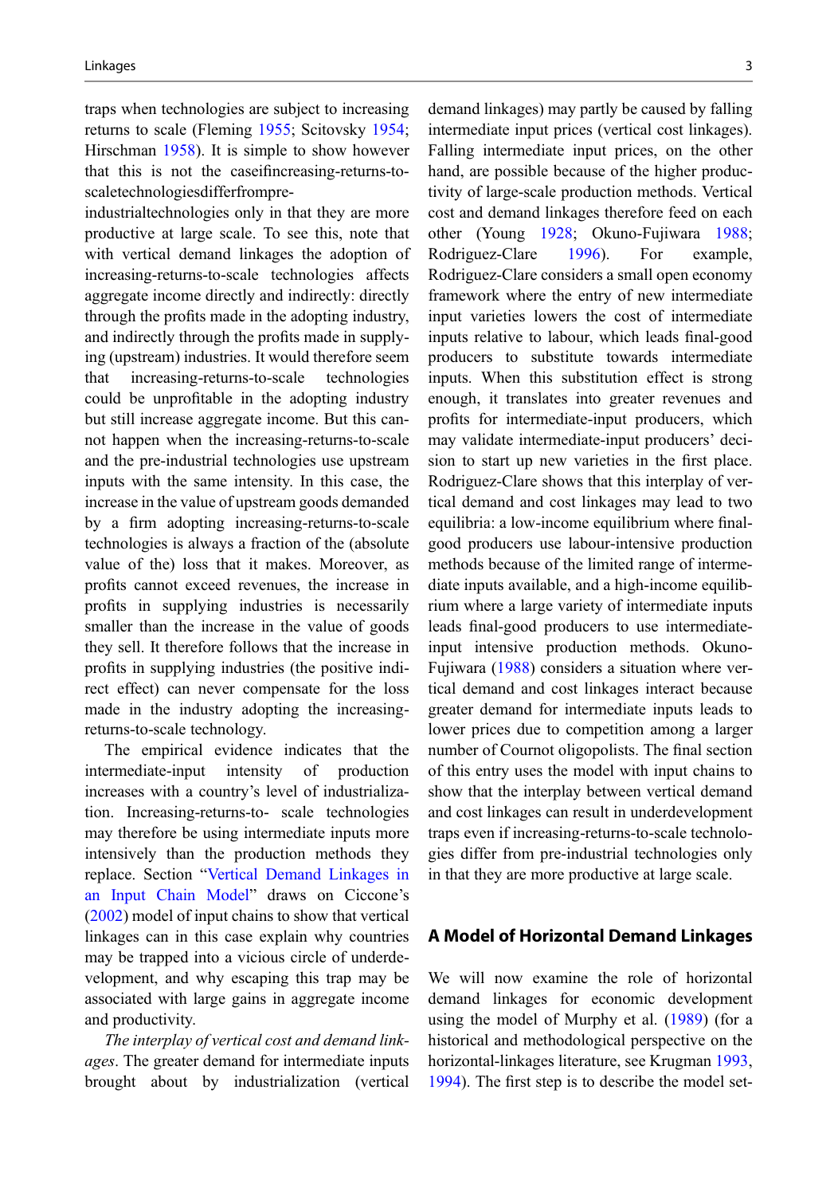traps when technologies are subject to increasing returns to scale (Fleming 1955; Scitovsky 1954; Hirschman 1958). It is simple to show however that this is not the caseifincreasing-returns-to-scaletechnologiesdifferfrompre-industrialtechnologies only in that they are more productive at large scale. To see this, note that with vertical demand linkages the adoption of increasing-returns-to-scale technologies affects aggregate income directly and indirectly: directly through the profits made in the adopting industry, and indirectly through the profits made in supplying (upstream) industries. It would therefore seem that increasing-returns-to-scale technologies could be unprofitable in the adopting industry but still increase aggregate income. But this cannot happen when the increasing-returns-to-scale and the pre-industrial technologies use upstream inputs with the same intensity. In this case, the increase in the value of upstream goods demanded by a firm adopting increasing-returns-to-scale technologies is always a fraction of the (absolute value of the) loss that it makes. Moreover, as profits cannot exceed revenues, the increase in profits in supplying industries is necessarily smaller than the increase in the value of goods they sell. It therefore follows that the increase in profits in supplying industries (the positive indirect effect) can never compensate for the loss made in the industry adopting the increasing-returns-to-scale technology.

The empirical evidence indicates that the intermediate-input intensity of production increases with a country's level of industrialization. Increasing-returns-to- scale technologies may therefore be using intermediate inputs more intensively than the production methods they replace. Section "Vertical Demand Linkages in an Input Chain Model" draws on Ciccone's (2002) model of input chains to show that vertical linkages can in this case explain why countries may be trapped into a vicious circle of underdevelopment, and why escaping this trap may be associated with large gains in aggregate income and productivity.

*The interplay of vertical cost and demand linkages*. The greater demand for intermediate inputs brought about by industrialization (vertical demand linkages) may partly be caused by falling intermediate input prices (vertical cost linkages). Falling intermediate input prices, on the other hand, are possible because of the higher productivity of large-scale production methods. Vertical cost and demand linkages therefore feed on each other (Young 1928; Okuno-Fujiwara 1988; Rodriguez-Clare 1996). For example, Rodriguez-Clare considers a small open economy framework where the entry of new intermediate input varieties lowers the cost of intermediate inputs relative to labour, which leads final-good producers to substitute towards intermediate inputs. When this substitution effect is strong enough, it translates into greater revenues and profits for intermediate-input producers, which may validate intermediate-input producers' decision to start up new varieties in the first place. Rodriguez-Clare shows that this interplay of vertical demand and cost linkages may lead to two equilibria: a low-income equilibrium where final-good producers use labour-intensive production methods because of the limited range of intermediate inputs available, and a high-income equilibrium where a large variety of intermediate inputs leads final-good producers to use intermediate-input intensive production methods. Okuno-Fujiwara (1988) considers a situation where vertical demand and cost linkages interact because greater demand for intermediate inputs leads to lower prices due to competition among a larger number of Cournot oligopolists. The final section of this entry uses the model with input chains to show that the interplay between vertical demand and cost linkages can result in underdevelopment traps even if increasing-returns-to-scale technologies differ from pre-industrial technologies only in that they are more productive at large scale.

## A Model of Horizontal Demand Linkages

We will now examine the role of horizontal demand linkages for economic development using the model of Murphy et al. (1989) (for a historical and methodological perspective on the horizontal-linkages literature, see Krugman 1993, 1994). The first step is to describe the model set-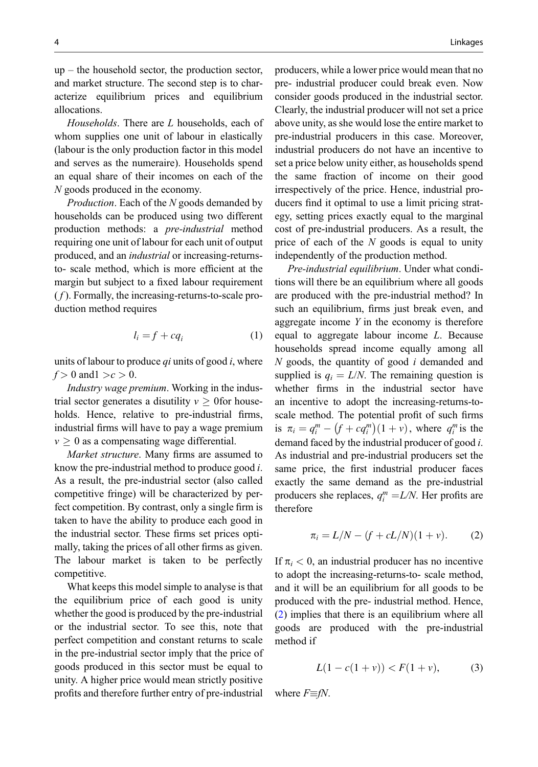up – the household sector, the production sector, and market structure. The second step is to characterize equilibrium prices and equilibrium allocations.

*Households*. There are $L$ households, each of whom supplies one unit of labour in elastically (labour is the only production factor in this model and serves as the numeraire). Households spend an equal share of their incomes on each of the $N$ goods produced in the economy.

*Production*. Each of the $N$ goods demanded by households can be produced using two different production methods: a *pre-industrial* method requiring one unit of labour for each unit of output produced, and an *industrial* or increasing-returns-to- scale method, which is more efficient at the margin but subject to a fixed labour requirement ($f$). Formally, the increasing-returns-to-scale production method requires

$$l_i = f + cq_i \tag{1}$$

units of labour to produce $q_i$ units of good $i$, where $f > 0$ and $1 > c > 0$.

*Industry wage premium*. Working in the industrial sector generates a disutility $v \geq 0$ for households. Hence, relative to pre-industrial firms, industrial firms will have to pay a wage premium $v \geq 0$ as a compensating wage differential.

*Market structure*. Many firms are assumed to know the pre-industrial method to produce good $i$. As a result, the pre-industrial sector (also called competitive fringe) will be characterized by perfect competition. By contrast, only a single firm is taken to have the ability to produce each good in the industrial sector. These firms set prices optimally, taking the prices of all other firms as given. The labour market is taken to be perfectly competitive.

What keeps this model simple to analyse is that the equilibrium price of each good is unity whether the good is produced by the pre-industrial or the industrial sector. To see this, note that perfect competition and constant returns to scale in the pre-industrial sector imply that the price of goods produced in this sector must be equal to unity. A higher price would mean strictly positive profits and therefore further entry of pre-industrial producers, while a lower price would mean that no pre- industrial producer could break even. Now consider goods produced in the industrial sector. Clearly, the industrial producer will not set a price above unity, as she would lose the entire market to pre-industrial producers in this case. Moreover, industrial producers do not have an incentive to set a price below unity either, as households spend the same fraction of income on their good irrespectively of the price. Hence, industrial producers find it optimal to use a limit pricing strategy, setting prices exactly equal to the marginal cost of pre-industrial producers. As a result, the price of each of the $N$ goods is equal to unity independently of the production method.

*Pre-industrial equilibrium*. Under what conditions will there be an equilibrium where all goods are produced with the pre-industrial method? In such an equilibrium, firms just break even, and aggregate income $Y$ in the economy is therefore equal to aggregate labour income $L$. Because households spread income equally among all $N$ goods, the quantity of good $i$ demanded and supplied is $q_i = L/N$. The remaining question is whether firms in the industrial sector have an incentive to adopt the increasing-returns-to-scale method. The potential profit of such firms is $\pi_i = q_i^m - (f + cq_i^m)(1 + v)$, where $q_i^m$ is the demand faced by the industrial producer of good $i$. As industrial and pre-industrial producers set the same price, the first industrial producer faces exactly the same demand as the pre-industrial producers she replaces, $q_i^m = L/N$. Her profits are therefore

$$\pi_i = L/N - (f + cL/N)(1 + v). \tag{2}$$

If $\pi_i < 0$, an industrial producer has no incentive to adopt the increasing-returns-to- scale method, and it will be an equilibrium for all goods to be produced with the pre- industrial method. Hence, (2) implies that there is an equilibrium where all goods are produced with the pre-industrial method if

$$L(1 - c(1 + v)) < F(1 + v), \tag{3}$$

where $F \equiv fN$.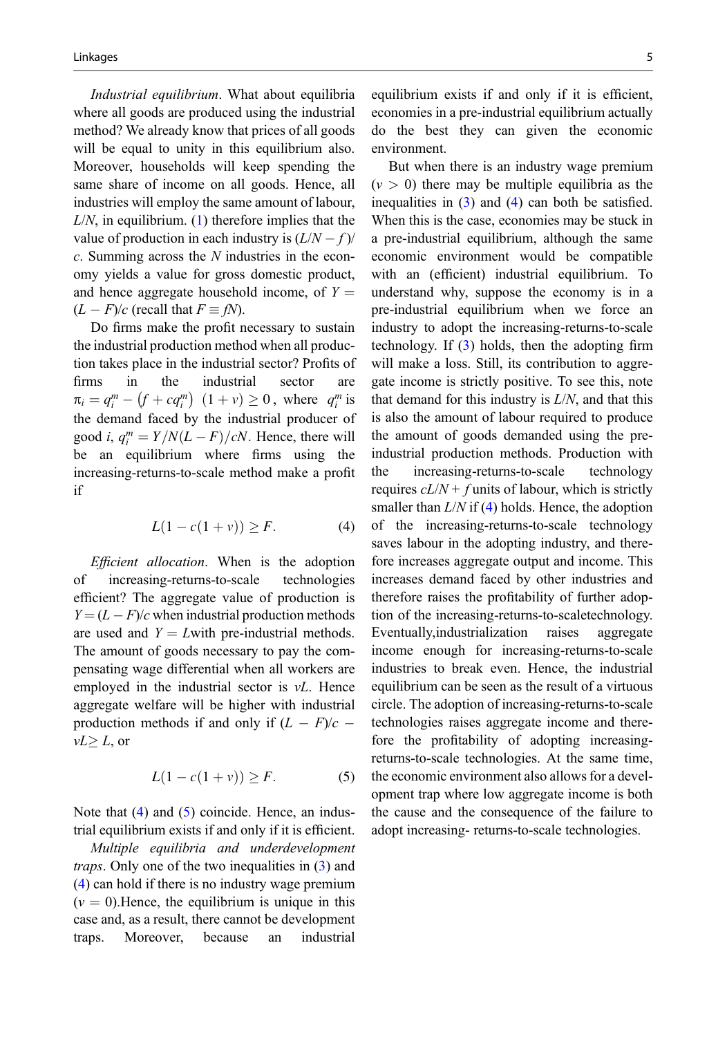*Industrial equilibrium*. What about equilibria where all goods are produced using the industrial method? We already know that prices of all goods will be equal to unity in this equilibrium also. Moreover, households will keep spending the same share of income on all goods. Hence, all industries will employ the same amount of labour, $L/N$, in equilibrium. (1) therefore implies that the value of production in each industry is $(L/N - f)/c$. Summing across the $N$ industries in the economy yields a value for gross domestic product, and hence aggregate household income, of $Y = (L - F)/c$ (recall that $F \equiv fN$).

Do firms make the profit necessary to sustain the industrial production method when all production takes place in the industrial sector? Profits of firms in the industrial sector are $\pi_i = q_i^m - \left(f + cq_i^m\right)(1+v) \geq 0$, where $q_i^m$ is the demand faced by the industrial producer of good $i$, $q_i^m = Y/N(L-F)/cN$. Hence, there will be an equilibrium where firms using the increasing-returns-to-scale method make a profit if

$$L(1 - c(1 + v)) \geq F. \tag{4}$$

*Efficient allocation*. When is the adoption of increasing-returns-to-scale technologies efficient? The aggregate value of production is $Y = (L - F)/c$ when industrial production methods are used and $Y = L$with pre-industrial methods. The amount of goods necessary to pay the compensating wage differential when all workers are employed in the industrial sector is $vL$. Hence aggregate welfare will be higher with industrial production methods if and only if $(L - F)/c - vL \geq L$, or

$$L(1 - c(1 + v)) \geq F. \tag{5}$$

Note that (4) and (5) coincide. Hence, an industrial equilibrium exists if and only if it is efficient.

*Multiple equilibria and underdevelopment traps*. Only one of the two inequalities in (3) and (4) can hold if there is no industry wage premium ($v = 0$).Hence, the equilibrium is unique in this case and, as a result, there cannot be development traps. Moreover, because an industrial equilibrium exists if and only if it is efficient, economies in a pre-industrial equilibrium actually do the best they can given the economic environment.

But when there is an industry wage premium ($v > 0$) there may be multiple equilibria as the inequalities in (3) and (4) can both be satisfied. When this is the case, economies may be stuck in a pre-industrial equilibrium, although the same economic environment would be compatible with an (efficient) industrial equilibrium. To understand why, suppose the economy is in a pre-industrial equilibrium when we force an industry to adopt the increasing-returns-to-scale technology. If (3) holds, then the adopting firm will make a loss. Still, its contribution to aggregate income is strictly positive. To see this, note that demand for this industry is $L/N$, and that this is also the amount of labour required to produce the amount of goods demanded using the pre-industrial production methods. Production with the increasing-returns-to-scale technology requires $cL/N + f$ units of labour, which is strictly smaller than $L/N$ if (4) holds. Hence, the adoption of the increasing-returns-to-scale technology saves labour in the adopting industry, and therefore increases aggregate output and income. This increases demand faced by other industries and therefore raises the profitability of further adoption of the increasing-returns-to-scaletechnology. Eventually,industrialization raises aggregate income enough for increasing-returns-to-scale industries to break even. Hence, the industrial equilibrium can be seen as the result of a virtuous circle. The adoption of increasing-returns-to-scale technologies raises aggregate income and therefore the profitability of adopting increasing-returns-to-scale technologies. At the same time, the economic environment also allows for a development trap where low aggregate income is both the cause and the consequence of the failure to adopt increasing- returns-to-scale technologies.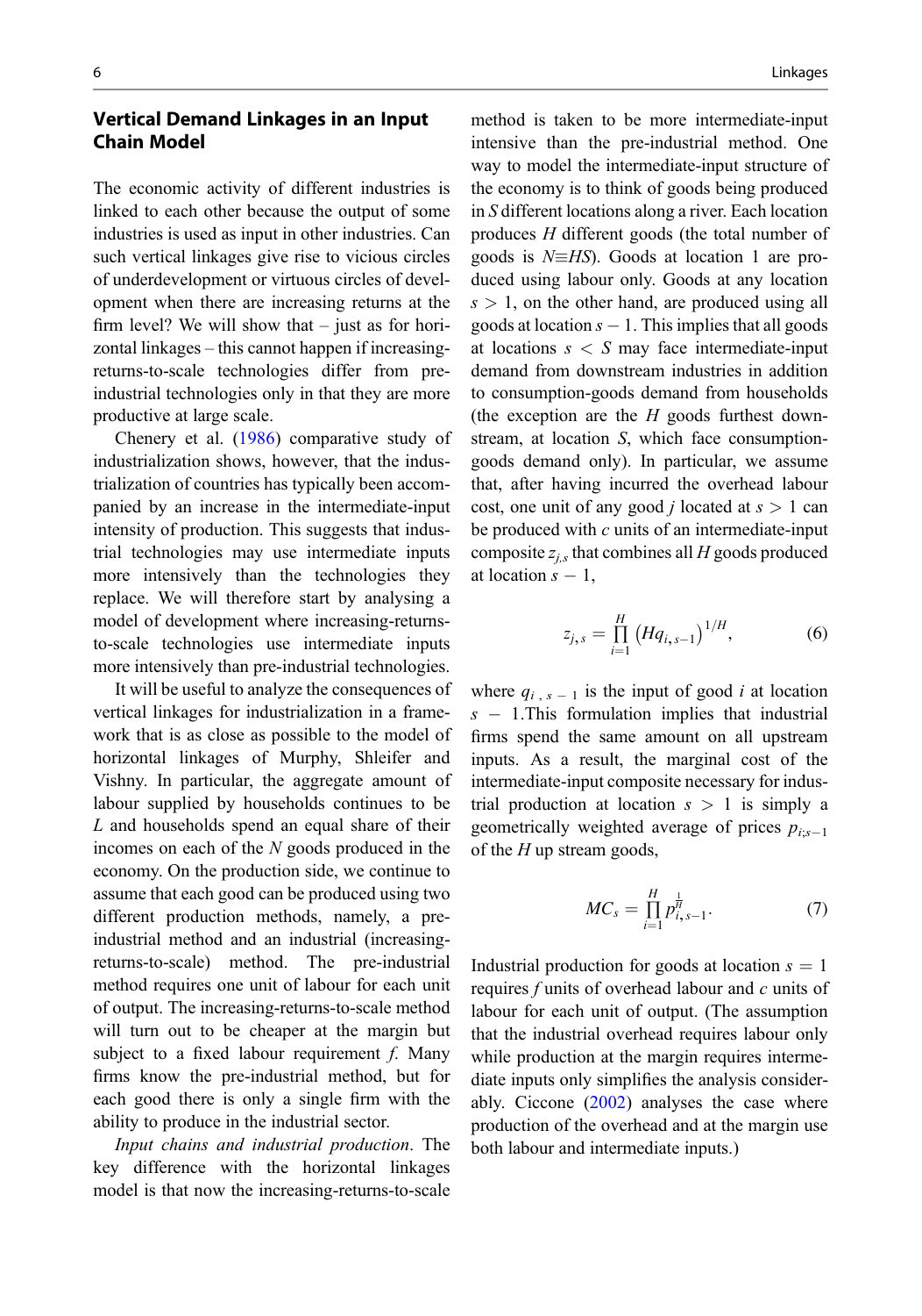## Vertical Demand Linkages in an Input Chain Model

The economic activity of different industries is linked to each other because the output of some industries is used as input in other industries. Can such vertical linkages give rise to vicious circles of underdevelopment or virtuous circles of development when there are increasing returns at the firm level? We will show that – just as for horizontal linkages – this cannot happen if increasing-returns-to-scale technologies differ from pre-industrial technologies only in that they are more productive at large scale.

Chenery et al. (1986) comparative study of industrialization shows, however, that the industrialization of countries has typically been accompanied by an increase in the intermediate-input intensity of production. This suggests that industrial technologies may use intermediate inputs more intensively than the technologies they replace. We will therefore start by analysing a model of development where increasing-returns-to-scale technologies use intermediate inputs more intensively than pre-industrial technologies.

It will be useful to analyze the consequences of vertical linkages for industrialization in a framework that is as close as possible to the model of horizontal linkages of Murphy, Shleifer and Vishny. In particular, the aggregate amount of labour supplied by households continues to be $L$ and households spend an equal share of their incomes on each of the $N$ goods produced in the economy. On the production side, we continue to assume that each good can be produced using two different production methods, namely, a pre-industrial method and an industrial (increasing-returns-to-scale) method. The pre-industrial method requires one unit of labour for each unit of output. The increasing-returns-to-scale method will turn out to be cheaper at the margin but subject to a fixed labour requirement $f$. Many firms know the pre-industrial method, but for each good there is only a single firm with the ability to produce in the industrial sector.

*Input chains and industrial production*. The key difference with the horizontal linkages model is that now the increasing-returns-to-scale method is taken to be more intermediate-input intensive than the pre-industrial method. One way to model the intermediate-input structure of the economy is to think of goods being produced in $S$ different locations along a river. Each location produces $H$ different goods (the total number of goods is $N \equiv HS$). Goods at location 1 are produced using labour only. Goods at any location $s > 1$, on the other hand, are produced using all goods at location $s - 1$. This implies that all goods at locations $s < S$ may face intermediate-input demand from downstream industries in addition to consumption-goods demand from households (the exception are the $H$ goods furthest downstream, at location $S$, which face consumption-goods demand only). In particular, we assume that, after having incurred the overhead labour cost, one unit of any good $j$ located at $s > 1$ can be produced with $c$ units of an intermediate-input composite $z_{j,s}$ that combines all $H$ goods produced at location $s - 1$,

$$z_{j,s} = \prod_{i=1}^{H} \left(Hq_{i,s-1}\right)^{1/H}, \tag{6}$$

where $q_{i,s-1}$ is the input of good $i$ at location $s - 1$. This formulation implies that industrial firms spend the same amount on all upstream inputs. As a result, the marginal cost of the intermediate-input composite necessary for industrial production at location $s > 1$ is simply a geometrically weighted average of prices $p_{i;s-1}$ of the $H$ up stream goods,

$$MC_s = \prod_{i=1}^{H} p_{i,s-1}^{\frac{1}{H}}. \tag{7}$$

Industrial production for goods at location $s = 1$ requires $f$ units of overhead labour and $c$ units of labour for each unit of output. (The assumption that the industrial overhead requires labour only while production at the margin requires intermediate inputs only simplifies the analysis considerably. Ciccone (2002) analyses the case where production of the overhead and at the margin use both labour and intermediate inputs.)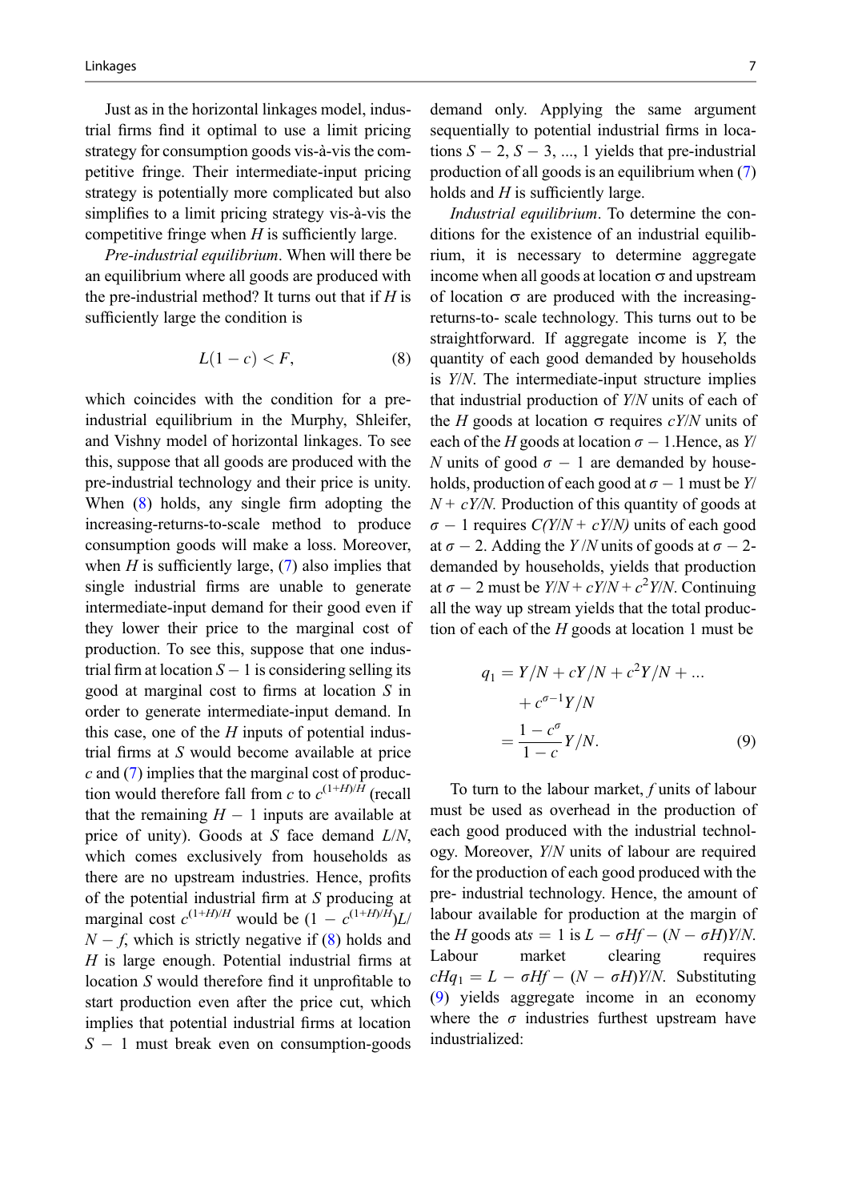Just as in the horizontal linkages model, industrial firms find it optimal to use a limit pricing strategy for consumption goods vis-à-vis the competitive fringe. Their intermediate-input pricing strategy is potentially more complicated but also simplifies to a limit pricing strategy vis-à-vis the competitive fringe when $H$ is sufficiently large.

*Pre-industrial equilibrium*. When will there be an equilibrium where all goods are produced with the pre-industrial method? It turns out that if $H$ is sufficiently large the condition is

$$L(1 - c) < F, \tag{8}$$

which coincides with the condition for a pre-industrial equilibrium in the Murphy, Shleifer, and Vishny model of horizontal linkages. To see this, suppose that all goods are produced with the pre-industrial technology and their price is unity. When (8) holds, any single firm adopting the increasing-returns-to-scale method to produce consumption goods will make a loss. Moreover, when $H$ is sufficiently large, (7) also implies that single industrial firms are unable to generate intermediate-input demand for their good even if they lower their price to the marginal cost of production. To see this, suppose that one industrial firm at location $S - 1$ is considering selling its good at marginal cost to firms at location $S$ in order to generate intermediate-input demand. In this case, one of the $H$ inputs of potential industrial firms at $S$ would become available at price $c$ and (7) implies that the marginal cost of production would therefore fall from $c$ to $c^{(1+H)/H}$ (recall that the remaining $H - 1$ inputs are available at price of unity). Goods at $S$ face demand $L/N$, which comes exclusively from households as there are no upstream industries. Hence, profits of the potential industrial firm at $S$ producing at marginal cost $c^{(1+H)/H}$ would be $(1 - c^{(1+H)/H})L/N - f$, which is strictly negative if (8) holds and $H$ is large enough. Potential industrial firms at location $S$ would therefore find it unprofitable to start production even after the price cut, which implies that potential industrial firms at location $S - 1$ must break even on consumption-goods demand only. Applying the same argument sequentially to potential industrial firms in locations $S - 2$, $S - 3$, ..., 1 yields that pre-industrial production of all goods is an equilibrium when (7) holds and $H$ is sufficiently large.

*Industrial equilibrium*. To determine the conditions for the existence of an industrial equilibrium, it is necessary to determine aggregate income when all goods at location $\sigma$ and upstream of location $\sigma$ are produced with the increasing-returns-to- scale technology. This turns out to be straightforward. If aggregate income is $Y$, the quantity of each good demanded by households is $Y/N$. The intermediate-input structure implies that industrial production of $Y/N$ units of each of the $H$ goods at location $\sigma$ requires $cY/N$ units of each of the $H$ goods at location $\sigma - 1$.Hence, as $Y/N$ units of good $\sigma - 1$ are demanded by households, production of each good at $\sigma - 1$ must be $Y/N + cY/N$. Production of this quantity of goods at $\sigma - 1$ requires $C(Y/N + cY/N)$ units of each good at $\sigma - 2$. Adding the $Y/N$ units of goods at $\sigma - 2$-demanded by households, yields that production at $\sigma - 2$ must be $Y/N + cY/N + c^2Y/N$. Continuing all the way up stream yields that the total production of each of the $H$ goods at location 1 must be

$$\begin{aligned} q_1 &= Y/N + cY/N + c^2Y/N + \ldots \\ &\quad + c^{\sigma-1}Y/N \\ &= \frac{1 - c^{\sigma}}{1 - c} Y/N. \end{aligned} \tag{9}$$

To turn to the labour market, $f$ units of labour must be used as overhead in the production of each good produced with the industrial technology. Moreover, $Y/N$ units of labour are required for the production of each good produced with the pre- industrial technology. Hence, the amount of labour available for production at the margin of the $H$ goods at $s = 1$ is $L - \sigma Hf - (N - \sigma H)Y/N$. Labour market clearing requires $cHq_1 = L - \sigma Hf - (N - \sigma H)Y/N$. Substituting (9) yields aggregate income in an economy where the $\sigma$ industries furthest upstream have industrialized: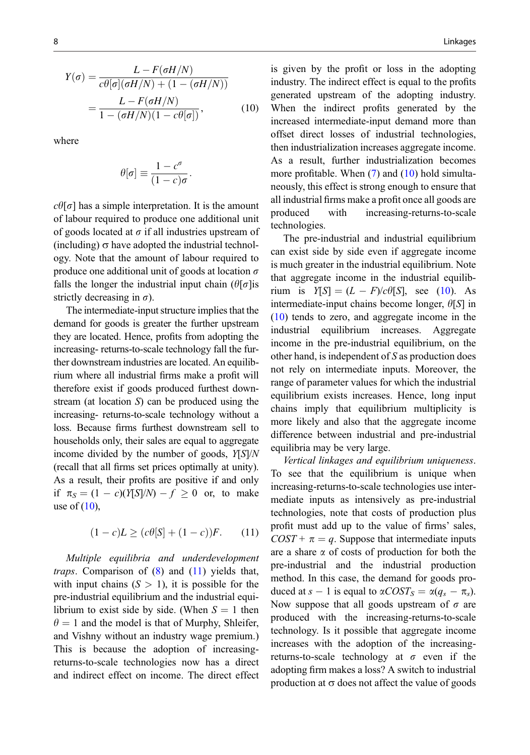$$Y(\sigma) = \frac{L - F(\sigma H/N)}{c\theta[\sigma](\sigma H/N) + (1 - (\sigma H/N))} = \frac{L - F(\sigma H/N)}{1 - (\sigma H/N)(1 - c\theta[\sigma])}, \tag{10}$$

where

$$\theta[\sigma] \equiv \frac{1 - c^{\sigma}}{(1 - c)\sigma}.$$

$c\theta[\sigma]$ has a simple interpretation. It is the amount of labour required to produce one additional unit of goods located at $\sigma$ if all industries upstream of (including) σ have adopted the industrial technology. Note that the amount of labour required to produce one additional unit of goods at location $\sigma$ falls the longer the industrial input chain ($\theta[\sigma]$is strictly decreasing in $\sigma$).

The intermediate-input structure implies that the demand for goods is greater the further upstream they are located. Hence, profits from adopting the increasing- returns-to-scale technology fall the further downstream industries are located. An equilibrium where all industrial firms make a profit will therefore exist if goods produced furthest downstream (at location $S$) can be produced using the increasing- returns-to-scale technology without a loss. Because firms furthest downstream sell to households only, their sales are equal to aggregate income divided by the number of goods, $Y[S]/N$ (recall that all firms set prices optimally at unity). As a result, their profits are positive if and only if $\pi_S = (1 - c)(Y[S]/N) - f \geq 0$ or, to make use of (10),

$$(1 - c)L \geq (c\theta[S] + (1 - c))F. \tag{11}$$

*Multiple equilibria and underdevelopment traps*. Comparison of (8) and (11) yields that, with input chains ($S > 1$), it is possible for the pre-industrial equilibrium and the industrial equilibrium to exist side by side. (When $S = 1$ then $\theta = 1$ and the model is that of Murphy, Shleifer, and Vishny without an industry wage premium.) This is because the adoption of increasing-returns-to-scale technologies now has a direct and indirect effect on income. The direct effect is given by the profit or loss in the adopting industry. The indirect effect is equal to the profits generated upstream of the adopting industry. When the indirect profits generated by the increased intermediate-input demand more than offset direct losses of industrial technologies, then industrialization increases aggregate income. As a result, further industrialization becomes more profitable. When (7) and (10) hold simultaneously, this effect is strong enough to ensure that all industrial firms make a profit once all goods are produced with increasing-returns-to-scale technologies.

The pre-industrial and industrial equilibrium can exist side by side even if aggregate income is much greater in the industrial equilibrium. Note that aggregate income in the industrial equilibrium is $Y[S] = (L - F)/c\theta[S]$, see (10). As intermediate-input chains become longer, $\theta[S]$ in (10) tends to zero, and aggregate income in the industrial equilibrium increases. Aggregate income in the pre-industrial equilibrium, on the other hand, is independent of $S$ as production does not rely on intermediate inputs. Moreover, the range of parameter values for which the industrial equilibrium exists increases. Hence, long input chains imply that equilibrium multiplicity is more likely and also that the aggregate income difference between industrial and pre-industrial equilibria may be very large.

*Vertical linkages and equilibrium uniqueness*. To see that the equilibrium is unique when increasing-returns-to-scale technologies use intermediate inputs as intensively as pre-industrial technologies, note that costs of production plus profit must add up to the value of firms' sales, $COST + \pi = q$. Suppose that intermediate inputs are a share $\alpha$ of costs of production for both the pre-industrial and the industrial production method. In this case, the demand for goods produced at $s - 1$ is equal to $\alpha COST_S = \alpha(q_s - \pi_s)$. Now suppose that all goods upstream of $\sigma$ are produced with the increasing-returns-to-scale technology. Is it possible that aggregate income increases with the adoption of the increasing-returns-to-scale technology at $\sigma$ even if the adopting firm makes a loss? A switch to industrial production at σ does not affect the value of goods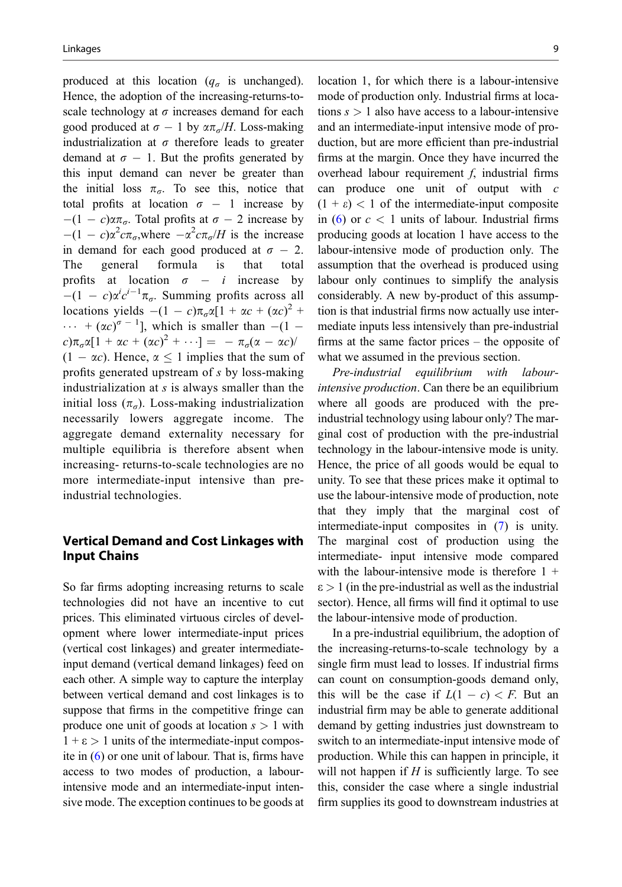produced at this location ($q_\sigma$ is unchanged). Hence, the adoption of the increasing-returns-to-scale technology at $\sigma$ increases demand for each good produced at $\sigma - 1$ by $\alpha\pi_\sigma/H$. Loss-making industrialization at $\sigma$ therefore leads to greater demand at $\sigma - 1$. But the profits generated by this input demand can never be greater than the initial loss $\pi_\sigma$. To see this, notice that total profits at location $\sigma - 1$ increase by $-(1 - c)\alpha\pi_\sigma$. Total profits at $\sigma - 2$ increase by $-(1 - c)\alpha^2 c\pi_\sigma$, where $-\alpha^2 c\pi_\sigma/H$ is the increase in demand for each good produced at $\sigma - 2$. The general formula is that total profits at location $\sigma - i$ increase by $-(1 - c)\alpha^i c^{i-1}\pi_\sigma$. Summing profits across all locations yields $-(1 - c)\pi_\sigma\alpha[1 + \alpha c + (\alpha c)^2 + \cdots + (\alpha c)^{\sigma - 1}]$, which is smaller than $-(1 - c)\pi_\sigma\alpha[1 + \alpha c + (\alpha c)^2 + \cdots] = -\pi_\sigma(\alpha - \alpha c)/(1 - \alpha c)$. Hence, $\alpha \leq 1$ implies that the sum of profits generated upstream of $s$ by loss-making industrialization at $s$ is always smaller than the initial loss ($\pi_\sigma$). Loss-making industrialization necessarily lowers aggregate income. The aggregate demand externality necessary for multiple equilibria is therefore absent when increasing- returns-to-scale technologies are no more intermediate-input intensive than pre-industrial technologies.

## Vertical Demand and Cost Linkages with Input Chains

So far firms adopting increasing returns to scale technologies did not have an incentive to cut prices. This eliminated virtuous circles of development where lower intermediate-input prices (vertical cost linkages) and greater intermediate-input demand (vertical demand linkages) feed on each other. A simple way to capture the interplay between vertical demand and cost linkages is to suppose that firms in the competitive fringe can produce one unit of goods at location $s > 1$ with $1 + \varepsilon > 1$ units of the intermediate-input composite in (6) or one unit of labour. That is, firms have access to two modes of production, a labour-intensive mode and an intermediate-input intensive mode. The exception continues to be goods at location 1, for which there is a labour-intensive mode of production only. Industrial firms at locations $s > 1$ also have access to a labour-intensive and an intermediate-input intensive mode of production, but are more efficient than pre-industrial firms at the margin. Once they have incurred the overhead labour requirement $f$, industrial firms can produce one unit of output with $c(1 + \varepsilon) < 1$ of the intermediate-input composite in (6) or $c < 1$ units of labour. Industrial firms producing goods at location 1 have access to the labour-intensive mode of production only. The assumption that the overhead is produced using labour only continues to simplify the analysis considerably. A new by-product of this assumption is that industrial firms now actually use intermediate inputs less intensively than pre-industrial firms at the same factor prices – the opposite of what we assumed in the previous section.

*Pre-industrial equilibrium with labour-intensive production*. Can there be an equilibrium where all goods are produced with the pre-industrial technology using labour only? The marginal cost of production with the pre-industrial technology in the labour-intensive mode is unity. Hence, the price of all goods would be equal to unity. To see that these prices make it optimal to use the labour-intensive mode of production, note that they imply that the marginal cost of intermediate-input composites in (7) is unity. The marginal cost of production using the intermediate- input intensive mode compared with the labour-intensive mode is therefore $1 + \varepsilon > 1$ (in the pre-industrial as well as the industrial sector). Hence, all firms will find it optimal to use the labour-intensive mode of production.

In a pre-industrial equilibrium, the adoption of the increasing-returns-to-scale technology by a single firm must lead to losses. If industrial firms can count on consumption-goods demand only, this will be the case if $L(1 - c) < F$. But an industrial firm may be able to generate additional demand by getting industries just downstream to switch to an intermediate-input intensive mode of production. While this can happen in principle, it will not happen if $H$ is sufficiently large. To see this, consider the case where a single industrial firm supplies its good to downstream industries at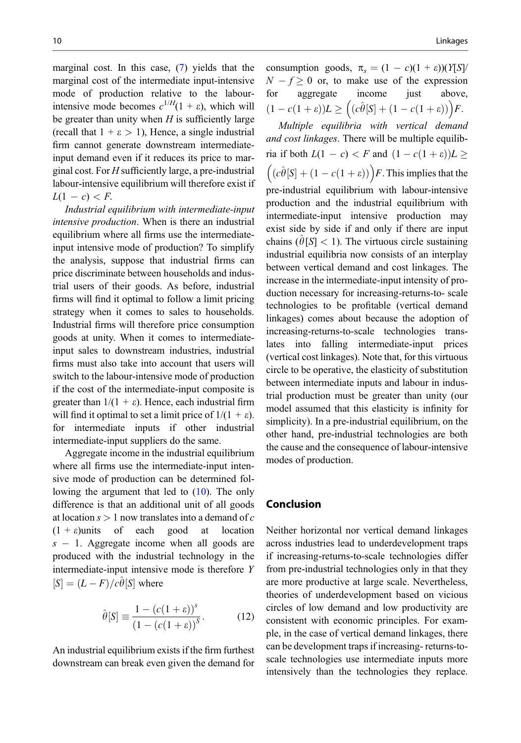marginal cost. In this case, (7) yields that the marginal cost of the intermediate input-intensive mode of production relative to the labour-intensive mode becomes $c^{1/H}(1 + \varepsilon)$, which will be greater than unity when $H$ is sufficiently large (recall that $1 + \varepsilon > 1$), Hence, a single industrial firm cannot generate downstream intermediate-input demand even if it reduces its price to marginal cost. For $H$ sufficiently large, a pre-industrial labour-intensive equilibrium will therefore exist if $L(1 - c) < F$.

*Industrial equilibrium with intermediate-input intensive production*. When is there an industrial equilibrium where all firms use the intermediate-input intensive mode of production? To simplify the analysis, suppose that industrial firms can price discriminate between households and industrial users of their goods. As before, industrial firms will find it optimal to follow a limit pricing strategy when it comes to sales to households. Industrial firms will therefore price consumption goods at unity. When it comes to intermediate-input sales to downstream industries, industrial firms must also take into account that users will switch to the labour-intensive mode of production if the cost of the intermediate-input composite is greater than $1/(1 + \varepsilon)$. Hence, each industrial firm will find it optimal to set a limit price of $1/(1 + \varepsilon)$. for intermediate inputs if other industrial intermediate-input suppliers do the same.

Aggregate income in the industrial equilibrium where all firms use the intermediate-input intensive mode of production can be determined following the argument that led to (10). The only difference is that an additional unit of all goods at location $s > 1$ now translates into a demand of $c(1 + \varepsilon)$units of each good at location $s - 1$. Aggregate income when all goods are produced with the industrial technology in the intermediate-input intensive mode is therefore $Y[S] = (L - F)/c\hat{\theta}[S]$ where

$$\hat{\theta}[S] \equiv \frac{1 - (c(1+\varepsilon))^s}{(1 - (c(1+\varepsilon))^S}. \tag{12}$$

An industrial equilibrium exists if the firm furthest downstream can break even given the demand for consumption goods, $\pi_s = (1 - c)(1 + \varepsilon))(Y[S]/N - f \geq 0$ or, to make use of the expression for aggregate income just above, $(1 - c(1+\varepsilon))L \geq \left((c\hat{\theta}[S] + (1 - c(1+\varepsilon))\right)F$.

*Multiple equilibria with vertical demand and cost linkages*. There will be multiple equilibria if both $L(1 - c) < F$ and $(1 - c(1+\varepsilon))L \geq \left((c\hat{\theta}[S] + (1 - c(1+\varepsilon))\right)F$. This implies that the pre-industrial equilibrium with labour-intensive production and the industrial equilibrium with intermediate-input intensive production may exist side by side if and only if there are input chains ($\hat{\theta}[S] < 1$). The virtuous circle sustaining industrial equilibria now consists of an interplay between vertical demand and cost linkages. The increase in the intermediate-input intensity of production necessary for increasing-returns-to- scale technologies to be profitable (vertical demand linkages) comes about because the adoption of increasing-returns-to-scale technologies translates into falling intermediate-input prices (vertical cost linkages). Note that, for this virtuous circle to be operative, the elasticity of substitution between intermediate inputs and labour in industrial production must be greater than unity (our model assumed that this elasticity is infinity for simplicity). In a pre-industrial equilibrium, on the other hand, pre-industrial technologies are both the cause and the consequence of labour-intensive modes of production.

## Conclusion

Neither horizontal nor vertical demand linkages across industries lead to underdevelopment traps if increasing-returns-to-scale technologies differ from pre-industrial technologies only in that they are more productive at large scale. Nevertheless, theories of underdevelopment based on vicious circles of low demand and low productivity are consistent with economic principles. For example, in the case of vertical demand linkages, there can be development traps if increasing- returns-to-scale technologies use intermediate inputs more intensively than the technologies they replace.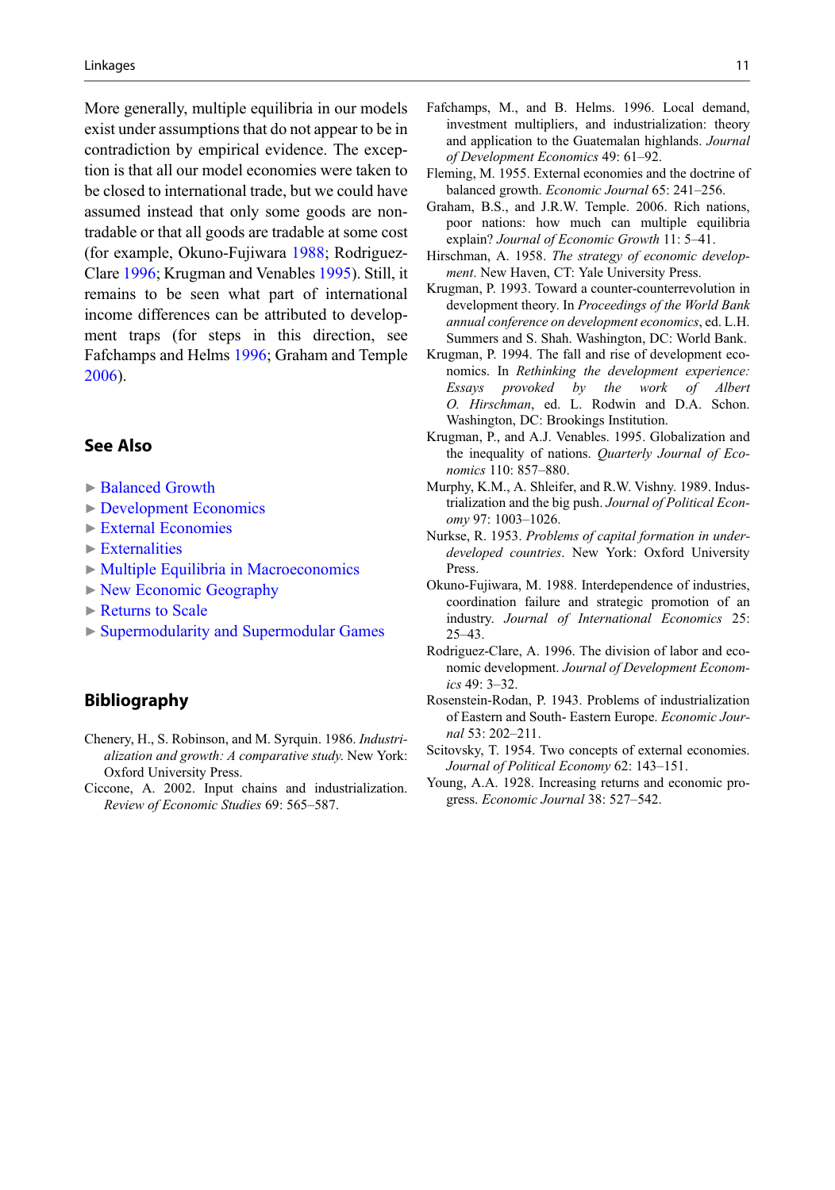More generally, multiple equilibria in our models exist under assumptions that do not appear to be in contradiction by empirical evidence. The exception is that all our model economies were taken to be closed to international trade, but we could have assumed instead that only some goods are non-tradable or that all goods are tradable at some cost (for example, Okuno-Fujiwara 1988; Rodriguez-Clare 1996; Krugman and Venables 1995). Still, it remains to be seen what part of international income differences can be attributed to development traps (for steps in this direction, see Fafchamps and Helms 1996; Graham and Temple 2006).

## See Also

- ► Balanced Growth
- ► Development Economics
- ► External Economies
- ► Externalities
- ► Multiple Equilibria in Macroeconomics
- ► New Economic Geography
- ► Returns to Scale
- ► Supermodularity and Supermodular Games

## Bibliography

Chenery, H., S. Robinson, and M. Syrquin. 1986. *Industrialization and growth: A comparative study.* New York: Oxford University Press.

Ciccone, A. 2002. Input chains and industrialization. *Review of Economic Studies* 69: 565–587.

Fafchamps, M., and B. Helms. 1996. Local demand, investment multipliers, and industrialization: theory and application to the Guatemalan highlands. *Journal of Development Economics* 49: 61–92.

Fleming, M. 1955. External economies and the doctrine of balanced growth. *Economic Journal* 65: 241–256.

Graham, B.S., and J.R.W. Temple. 2006. Rich nations, poor nations: how much can multiple equilibria explain? *Journal of Economic Growth* 11: 5–41.

Hirschman, A. 1958. *The strategy of economic development*. New Haven, CT: Yale University Press.

Krugman, P. 1993. Toward a counter-counterrevolution in development theory. In *Proceedings of the World Bank annual conference on development economics*, ed. L.H. Summers and S. Shah. Washington, DC: World Bank.

Krugman, P. 1994. The fall and rise of development economics. In *Rethinking the development experience: Essays provoked by the work of Albert O. Hirschman*, ed. L. Rodwin and D.A. Schon. Washington, DC: Brookings Institution.

Krugman, P., and A.J. Venables. 1995. Globalization and the inequality of nations. *Quarterly Journal of Economics* 110: 857–880.

Murphy, K.M., A. Shleifer, and R.W. Vishny. 1989. Industrialization and the big push. *Journal of Political Economy* 97: 1003–1026.

Nurkse, R. 1953. *Problems of capital formation in underdeveloped countries*. New York: Oxford University Press.

Okuno-Fujiwara, M. 1988. Interdependence of industries, coordination failure and strategic promotion of an industry. *Journal of International Economics* 25: 25–43.

Rodriguez-Clare, A. 1996. The division of labor and economic development. *Journal of Development Economics* 49: 3–32.

Rosenstein-Rodan, P. 1943. Problems of industrialization of Eastern and South- Eastern Europe. *Economic Journal* 53: 202–211.

Scitovsky, T. 1954. Two concepts of external economies. *Journal of Political Economy* 62: 143–151.

Young, A.A. 1928. Increasing returns and economic progress. *Economic Journal* 38: 527–542.